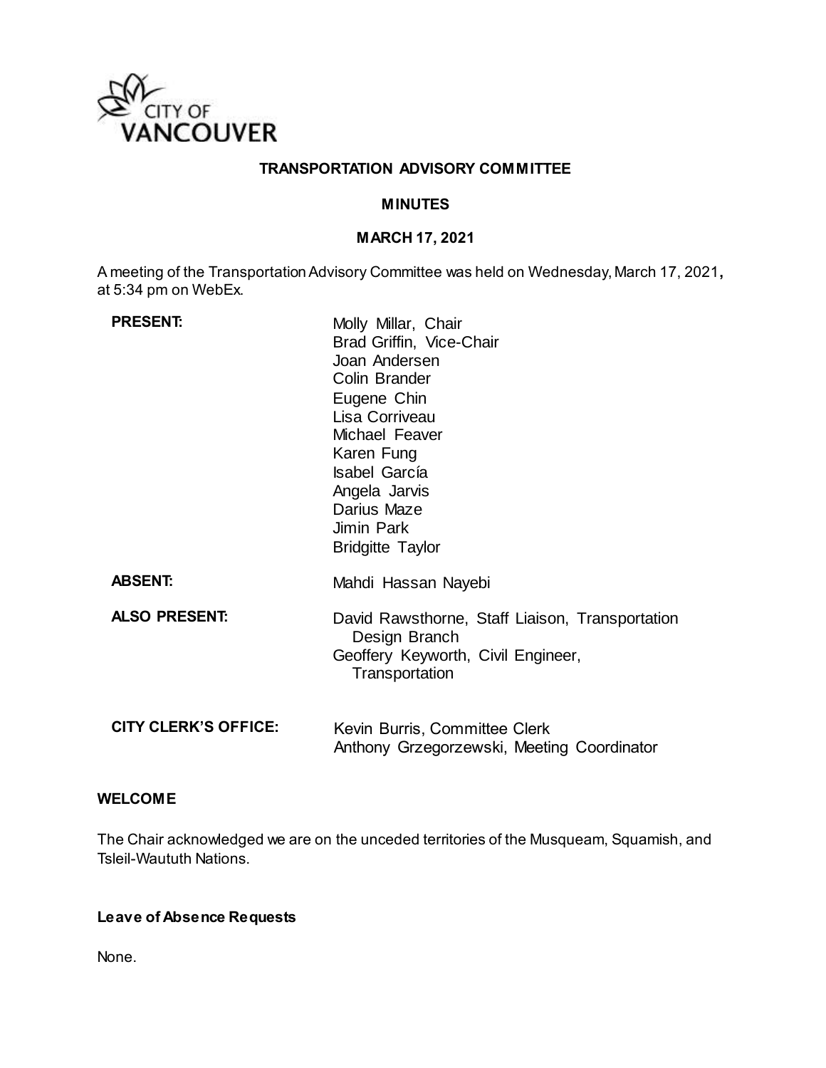CITY OF VANCOUVER

# TRANSPORTATION ADVISORY COMMITTEE

## MINUTES

### MARCH 17, 2021

A meeting of the Transportation Advisory Committee was held on Wednesday, March 17, 2021**,** at 5:34 pm on WebEx.

| | |
|---|---|
| **PRESENT:** | Molly Millar, Chair<br>Brad Griffin, Vice-Chair<br>Joan Andersen<br>Colin Brander<br>Eugene Chin<br>Lisa Corriveau<br>Michael Feaver<br>Karen Fung<br>Isabel García<br>Angela Jarvis<br>Darius Maze<br>Jimin Park<br>Bridgitte Taylor |
| **ABSENT:** | Mahdi Hassan Nayebi |
| **ALSO PRESENT:** | David Rawsthorne, Staff Liaison, Transportation Design Branch<br>Geoffery Keyworth, Civil Engineer, Transportation |
| **CITY CLERK'S OFFICE:** | Kevin Burris, Committee Clerk<br>Anthony Grzegorzewski, Meeting Coordinator |

**WELCOME**

The Chair acknowledged we are on the unceded territories of the Musqueam, Squamish, and Tsleil-Waututh Nations.

**Leave of Absence Requests**

None.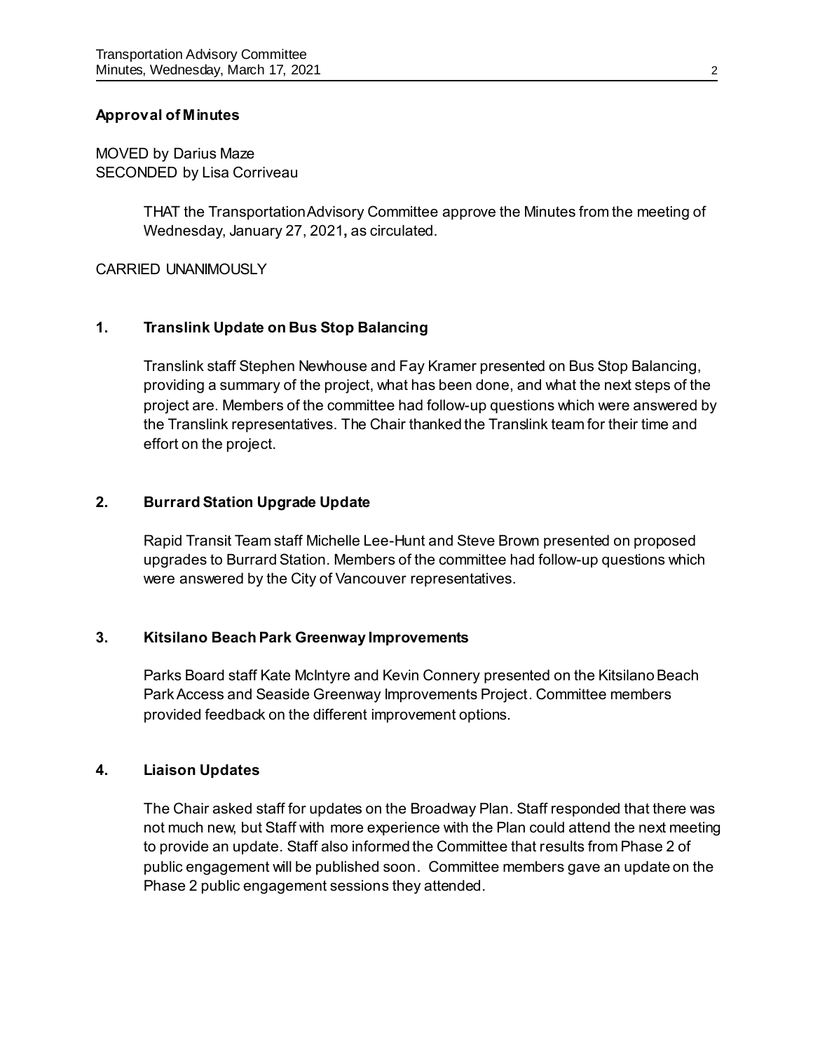## Approval of Minutes

MOVED by Darius Maze
SECONDED by Lisa Corriveau

> THAT the Transportation Advisory Committee approve the Minutes from the meeting of Wednesday, January 27, 2021**,** as circulated.

CARRIED UNANIMOUSLY

## 1. Translink Update on Bus Stop Balancing

Translink staff Stephen Newhouse and Fay Kramer presented on Bus Stop Balancing, providing a summary of the project, what has been done, and what the next steps of the project are. Members of the committee had follow-up questions which were answered by the Translink representatives. The Chair thanked the Translink team for their time and effort on the project.

## 2. Burrard Station Upgrade Update

Rapid Transit Team staff Michelle Lee-Hunt and Steve Brown presented on proposed upgrades to Burrard Station. Members of the committee had follow-up questions which were answered by the City of Vancouver representatives.

## 3. Kitsilano Beach Park Greenway Improvements

Parks Board staff Kate McIntyre and Kevin Connery presented on the Kitsilano Beach Park Access and Seaside Greenway Improvements Project. Committee members provided feedback on the different improvement options.

## 4. Liaison Updates

The Chair asked staff for updates on the Broadway Plan. Staff responded that there was not much new, but Staff with more experience with the Plan could attend the next meeting to provide an update. Staff also informed the Committee that results from Phase 2 of public engagement will be published soon. Committee members gave an update on the Phase 2 public engagement sessions they attended.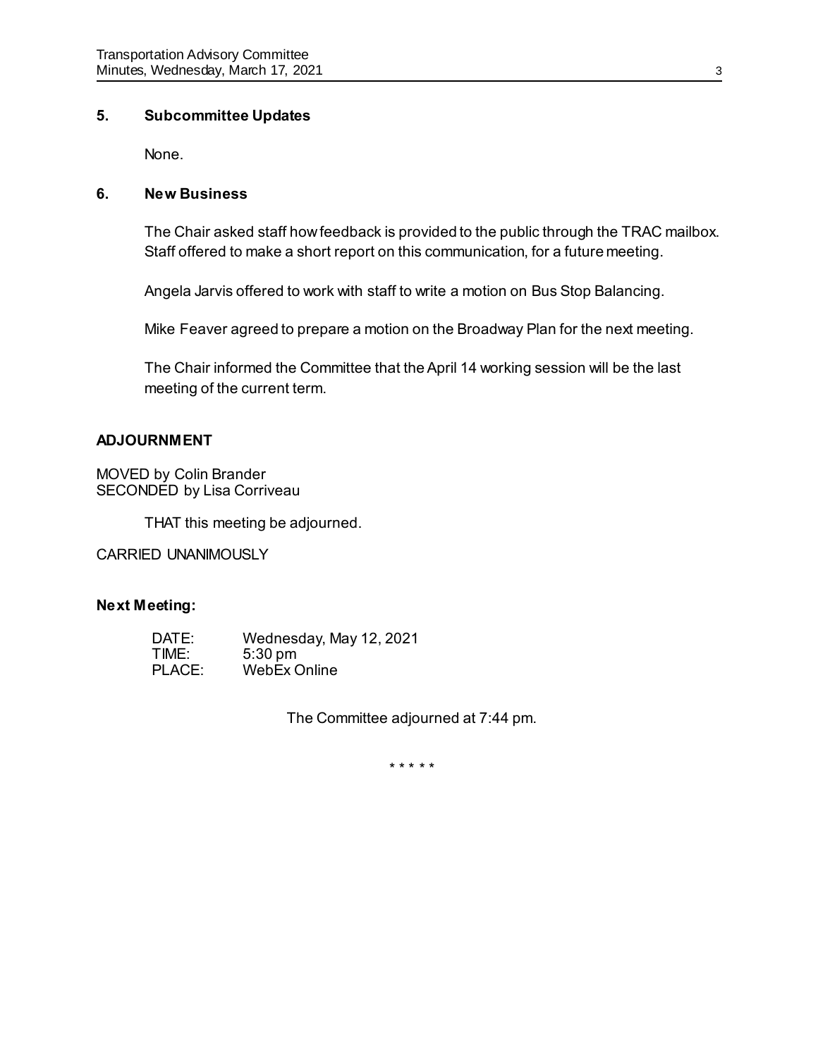### 5. Subcommittee Updates

None.

### 6. New Business

The Chair asked staff how feedback is provided to the public through the TRAC mailbox. Staff offered to make a short report on this communication, for a future meeting.

Angela Jarvis offered to work with staff to write a motion on Bus Stop Balancing.

Mike Feaver agreed to prepare a motion on the Broadway Plan for the next meeting.

The Chair informed the Committee that the April 14 working session will be the last meeting of the current term.

## ADJOURNMENT

MOVED by Colin Brander
SECONDED by Lisa Corriveau

THAT this meeting be adjourned.

CARRIED UNANIMOUSLY

**Next Meeting:**

DATE: Wednesday, May 12, 2021
TIME: 5:30 pm
PLACE: WebEx Online

The Committee adjourned at 7:44 pm.

\* \* \* \* \*